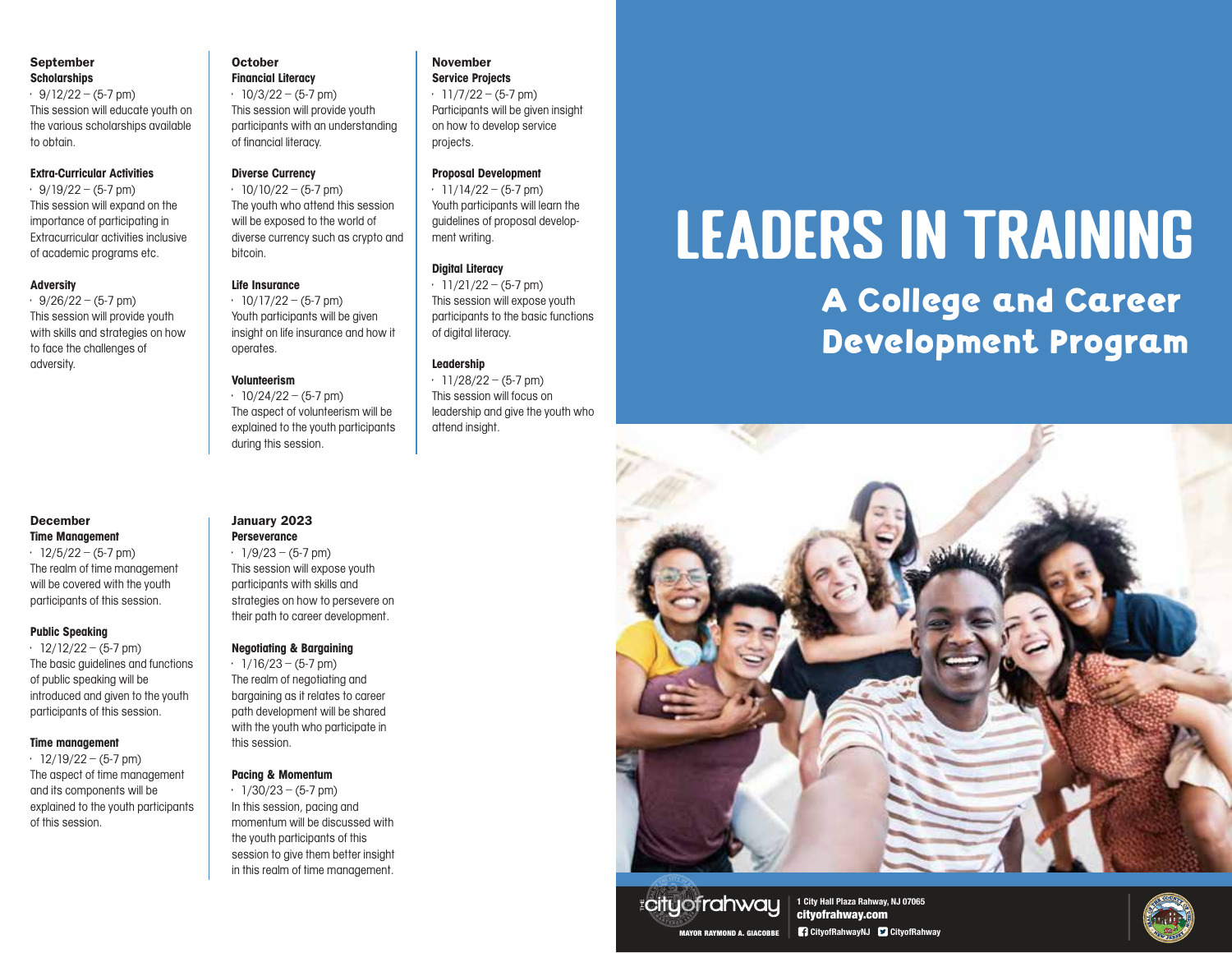## September

### Scholarships

- 9/12/22 – (5-7 pm)

This session will educate youth on the various scholarships available to obtain.

### Extra-Curricular Activities

- 9/19/22 – (5-7 pm)

This session will expand on the importance of participating in Extracurricular activities inclusive of academic programs etc.

### Adversity

- 9/26/22 – (5-7 pm)

This session will provide youth with skills and strategies on how to face the challenges of adversity.

## October

### Financial Literacy

- 10/3/22 – (5-7 pm)

This session will provide youth participants with an understanding of financial literacy.

### Diverse Currency

- 10/10/22 – (5-7 pm)

The youth who attend this session will be exposed to the world of diverse currency such as crypto and bitcoin.

### Life Insurance

- 10/17/22 – (5-7 pm)

Youth participants will be given insight on life insurance and how it operates.

### Volunteerism

- 10/24/22 – (5-7 pm)

The aspect of volunteerism will be explained to the youth participants during this session.

## November

### Service Projects

- 11/7/22 – (5-7 pm)

Participants will be given insight on how to develop service projects.

### Proposal Development

- 11/14/22 – (5-7 pm)

Youth participants will learn the guidelines of proposal development writing.

### Digital Literacy

- 11/21/22 – (5-7 pm)

This session will expose youth participants to the basic functions of digital literacy.

### Leadership

- 11/28/22 – (5-7 pm)

This session will focus on leadership and give the youth who attend insight.

## December

### Time Management

- 12/5/22 – (5-7 pm)

The realm of time management will be covered with the youth participants of this session.

### Public Speaking

- 12/12/22 – (5-7 pm)

The basic guidelines and functions of public speaking will be introduced and given to the youth participants of this session.

### Time management

- 12/19/22 – (5-7 pm)

The aspect of time management and its components will be explained to the youth participants of this session.

## January 2023

### Perseverance

- 1/9/23 – (5-7 pm)

This session will expose youth participants with skills and strategies on how to persevere on their path to career development.

### Negotiating & Bargaining

- 1/16/23 – (5-7 pm)

The realm of negotiating and bargaining as it relates to career path development will be shared with the youth who participate in this session.

### Pacing & Momentum

- 1/30/23 – (5-7 pm)

In this session, pacing and momentum will be discussed with the youth participants of this session to give them better insight in this realm of time management.

# LEADERS IN TRAINING

## A College and Career Development Program

the city of rahway

MAYOR RAYMOND A. GIACOBBE

1 City Hall Plaza Rahway, NJ 07065

cityofrahway.com

CityofRahwayNJ CityofRahway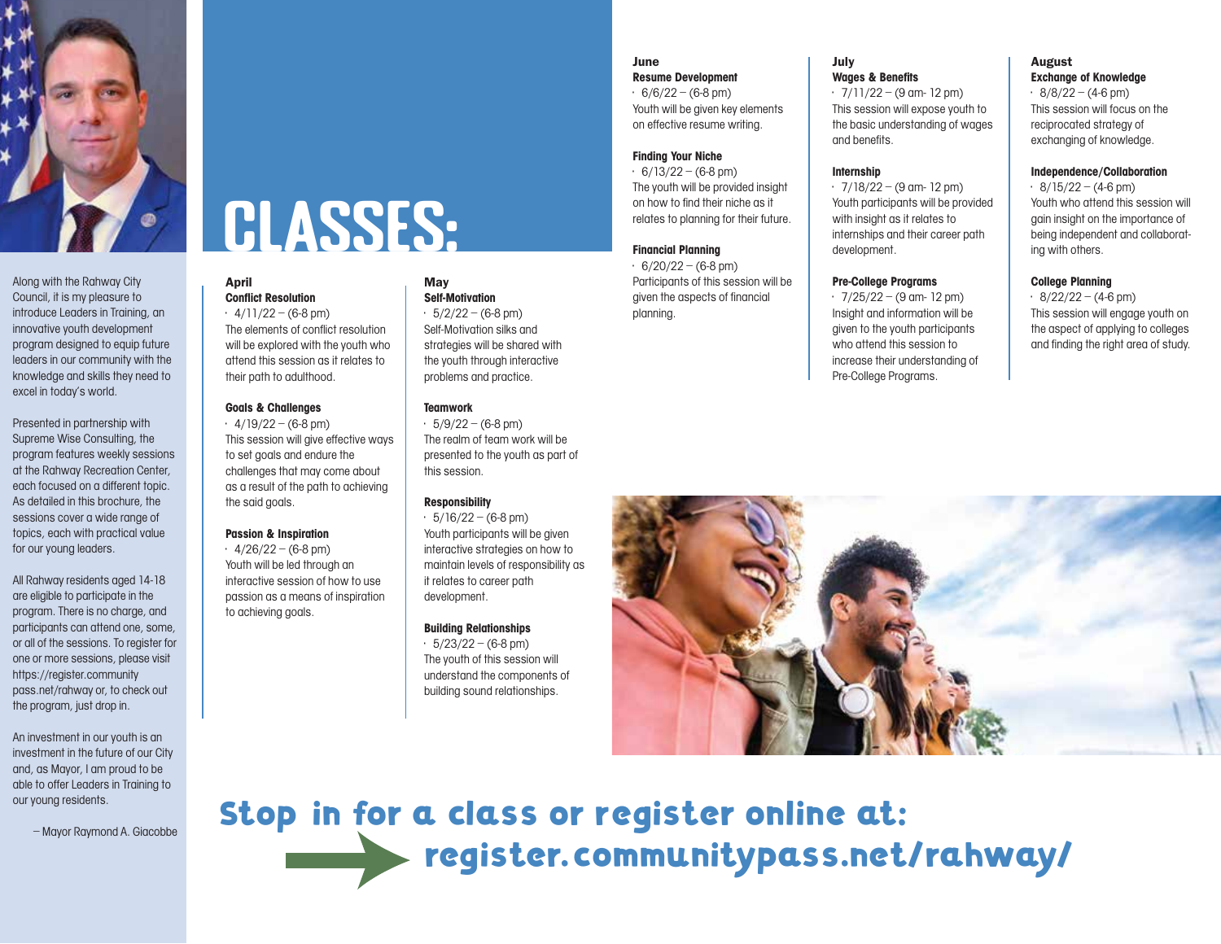Along with the Rahway City Council, it is my pleasure to introduce Leaders in Training, an innovative youth development program designed to equip future leaders in our community with the knowledge and skills they need to excel in today's world.

Presented in partnership with Supreme Wise Consulting, the program features weekly sessions at the Rahway Recreation Center, each focused on a different topic. As detailed in this brochure, the sessions cover a wide range of topics, each with practical value for our young leaders.

All Rahway residents aged 14-18 are eligible to participate in the program. There is no charge, and participants can attend one, some, or all of the sessions. To register for one or more sessions, please visit https://register.community pass.net/rahway or, to check out the program, just drop in.

An investment in our youth is an investment in the future of our City and, as Mayor, I am proud to be able to offer Leaders in Training to our young residents.

— Mayor Raymond A. Giacobbe

# CLASSES:

## April

**Conflict Resolution**
- 4/11/22 – (6-8 pm)

The elements of conflict resolution will be explored with the youth who attend this session as it relates to their path to adulthood.

**Goals & Challenges**
- 4/19/22 – (6-8 pm)

This session will give effective ways to set goals and endure the challenges that may come about as a result of the path to achieving the said goals.

**Passion & Inspiration**
- 4/26/22 – (6-8 pm)

Youth will be led through an interactive session of how to use passion as a means of inspiration to achieving goals.

## May

**Self-Motivation**
- 5/2/22 – (6-8 pm)

Self-Motivation silks and strategies will be shared with the youth through interactive problems and practice.

**Teamwork**
- 5/9/22 – (6-8 pm)

The realm of team work will be presented to the youth as part of this session.

**Responsibility**
- 5/16/22 – (6-8 pm)

Youth participants will be given interactive strategies on how to maintain levels of responsibility as it relates to career path development.

**Building Relationships**
- 5/23/22 – (6-8 pm)

The youth of this session will understand the components of building sound relationships.

## June

**Resume Development**
- 6/6/22 – (6-8 pm)

Youth will be given key elements on effective resume writing.

**Finding Your Niche**
- 6/13/22 – (6-8 pm)

The youth will be provided insight on how to find their niche as it relates to planning for their future.

**Financial Planning**
- 6/20/22 – (6-8 pm)

Participants of this session will be given the aspects of financial planning.

## July

**Wages & Benefits**
- 7/11/22 – (9 am- 12 pm)

This session will expose youth to the basic understanding of wages and benefits.

**Internship**
- 7/18/22 – (9 am- 12 pm)

Youth participants will be provided with insight as it relates to internships and their career path development.

**Pre-College Programs**
- 7/25/22 – (9 am- 12 pm)

Insight and information will be given to the youth participants who attend this session to increase their understanding of Pre-College Programs.

## August

**Exchange of Knowledge**
- 8/8/22 – (4-6 pm)

This session will focus on the reciprocated strategy of exchanging of knowledge.

**Independence/Collaboration**
- 8/15/22 – (4-6 pm)

Youth who attend this session will gain insight on the importance of being independent and collaborating with others.

**College Planning**
- 8/22/22 – (4-6 pm)

This session will engage youth on the aspect of applying to colleges and finding the right area of study.

**Stop in for a class or register online at:**

**register.communitypass.net/rahway/**